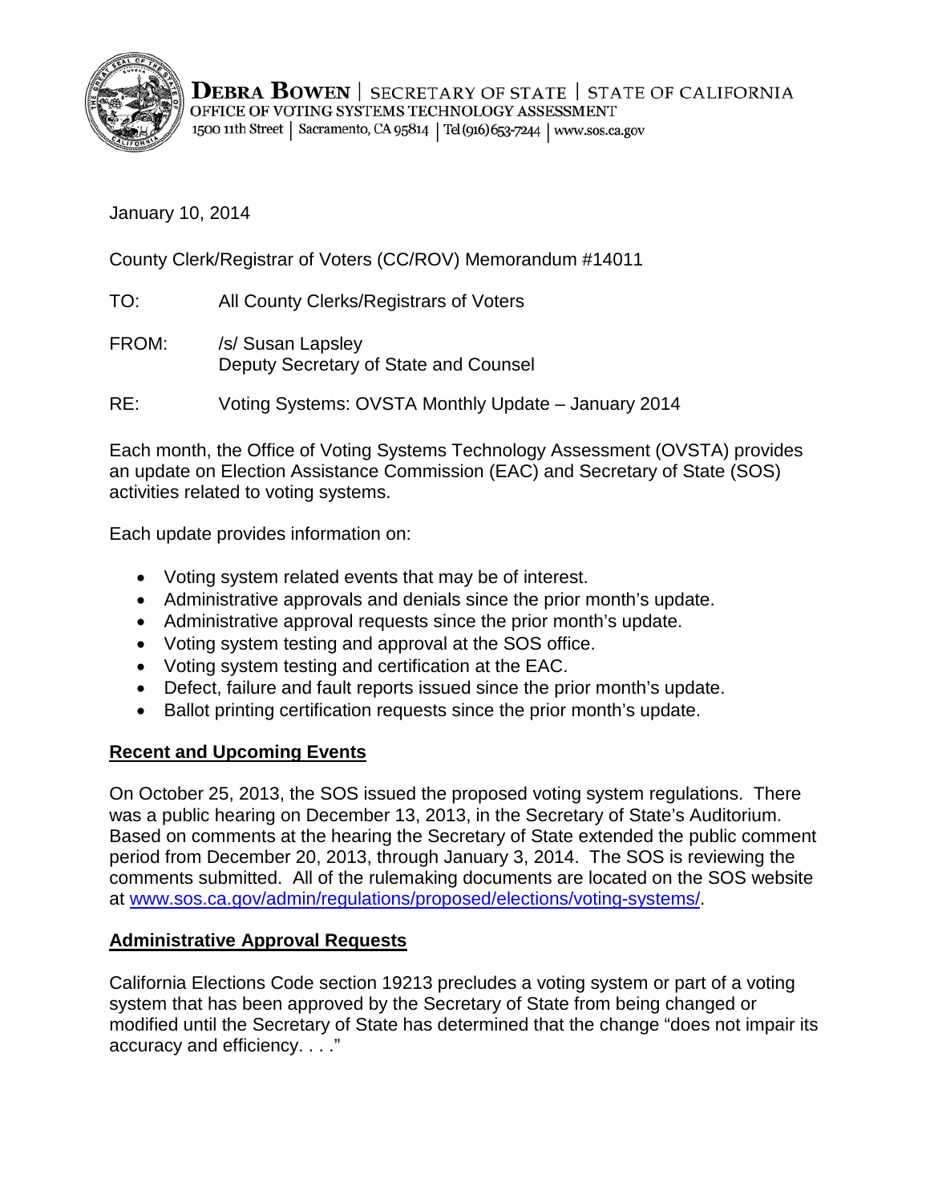**DEBRA BOWEN** | SECRETARY OF STATE | STATE OF CALIFORNIA
OFFICE OF VOTING SYSTEMS TECHNOLOGY ASSESSMENT
1500 11th Street | Sacramento, CA 95814 | Tel (916) 653-7244 | www.sos.ca.gov

January 10, 2014

County Clerk/Registrar of Voters (CC/ROV) Memorandum #14011

TO: All County Clerks/Registrars of Voters

FROM: /s/ Susan Lapsley
Deputy Secretary of State and Counsel

RE: Voting Systems: OVSTA Monthly Update – January 2014

Each month, the Office of Voting Systems Technology Assessment (OVSTA) provides an update on Election Assistance Commission (EAC) and Secretary of State (SOS) activities related to voting systems.

Each update provides information on:

- Voting system related events that may be of interest.
- Administrative approvals and denials since the prior month's update.
- Administrative approval requests since the prior month's update.
- Voting system testing and approval at the SOS office.
- Voting system testing and certification at the EAC.
- Defect, failure and fault reports issued since the prior month's update.
- Ballot printing certification requests since the prior month's update.

## Recent and Upcoming Events

On October 25, 2013, the SOS issued the proposed voting system regulations. There was a public hearing on December 13, 2013, in the Secretary of State's Auditorium. Based on comments at the hearing the Secretary of State extended the public comment period from December 20, 2013, through January 3, 2014. The SOS is reviewing the comments submitted. All of the rulemaking documents are located on the SOS website at [www.sos.ca.gov/admin/regulations/proposed/elections/voting-systems/](http://www.sos.ca.gov/admin/regulations/proposed/elections/voting-systems/).

## Administrative Approval Requests

California Elections Code section 19213 precludes a voting system or part of a voting system that has been approved by the Secretary of State from being changed or modified until the Secretary of State has determined that the change "does not impair its accuracy and efficiency. . . ."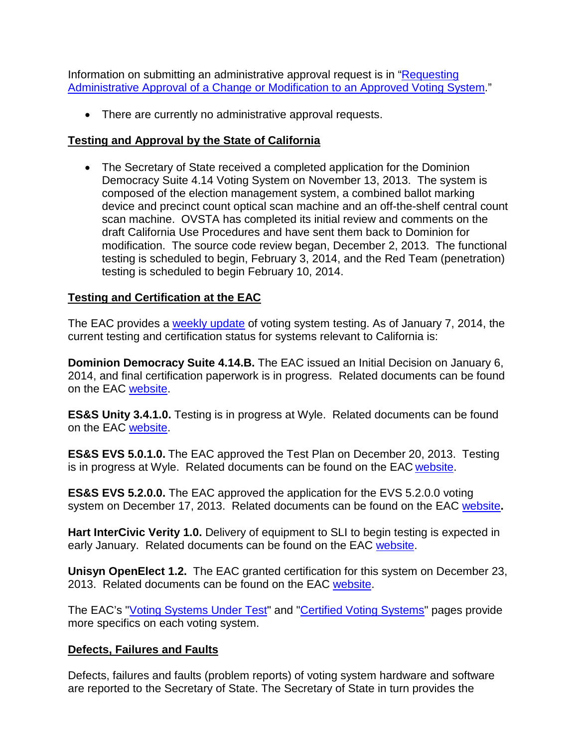Information on submitting an administrative approval request is in "[Requesting Administrative Approval of a Change or Modification to an Approved Voting System](#)."

- There are currently no administrative approval requests.

## Testing and Approval by the State of California

- The Secretary of State received a completed application for the Dominion Democracy Suite 4.14 Voting System on November 13, 2013. The system is composed of the election management system, a combined ballot marking device and precinct count optical scan machine and an off-the-shelf central count scan machine. OVSTA has completed its initial review and comments on the draft California Use Procedures and have sent them back to Dominion for modification. The source code review began, December 2, 2013. The functional testing is scheduled to begin, February 3, 2014, and the Red Team (penetration) testing is scheduled to begin February 10, 2014.

## Testing and Certification at the EAC

The EAC provides a weekly update of voting system testing. As of January 7, 2014, the current testing and certification status for systems relevant to California is:

**Dominion Democracy Suite 4.14.B.** The EAC issued an Initial Decision on January 6, 2014, and final certification paperwork is in progress. Related documents can be found on the EAC website.

**ES&S Unity 3.4.1.0.** Testing is in progress at Wyle. Related documents can be found on the EAC website.

**ES&S EVS 5.0.1.0.** The EAC approved the Test Plan on December 20, 2013. Testing is in progress at Wyle. Related documents can be found on the EAC website.

**ES&S EVS 5.2.0.0.** The EAC approved the application for the EVS 5.2.0.0 voting system on December 17, 2013. Related documents can be found on the EAC website**.**

**Hart InterCivic Verity 1.0.** Delivery of equipment to SLI to begin testing is expected in early January. Related documents can be found on the EAC website.

**Unisyn OpenElect 1.2.** The EAC granted certification for this system on December 23, 2013. Related documents can be found on the EAC website.

The EAC's "Voting Systems Under Test" and "Certified Voting Systems" pages provide more specifics on each voting system.

## Defects, Failures and Faults

Defects, failures and faults (problem reports) of voting system hardware and software are reported to the Secretary of State. The Secretary of State in turn provides the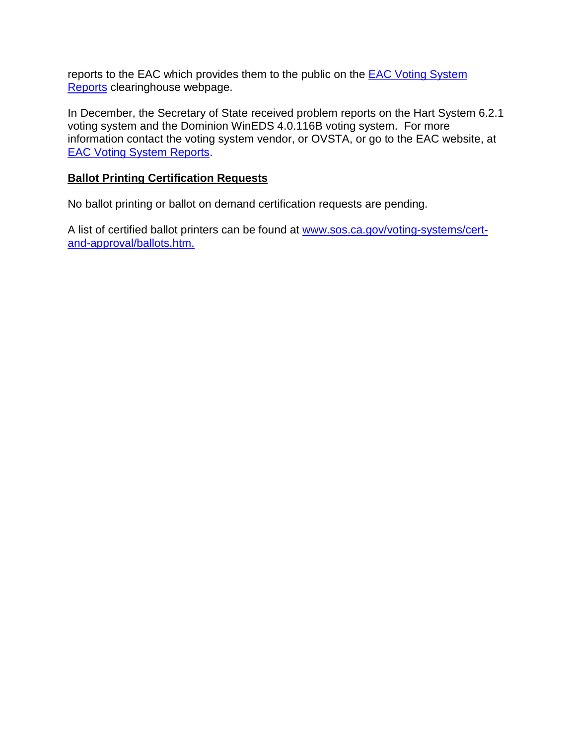reports to the EAC which provides them to the public on the EAC Voting System Reports clearinghouse webpage.

In December, the Secretary of State received problem reports on the Hart System 6.2.1 voting system and the Dominion WinEDS 4.0.116B voting system. For more information contact the voting system vendor, or OVSTA, or go to the EAC website, at EAC Voting System Reports.

## **Ballot Printing Certification Requests**

No ballot printing or ballot on demand certification requests are pending.

A list of certified ballot printers can be found at www.sos.ca.gov/voting-systems/cert-and-approval/ballots.htm.